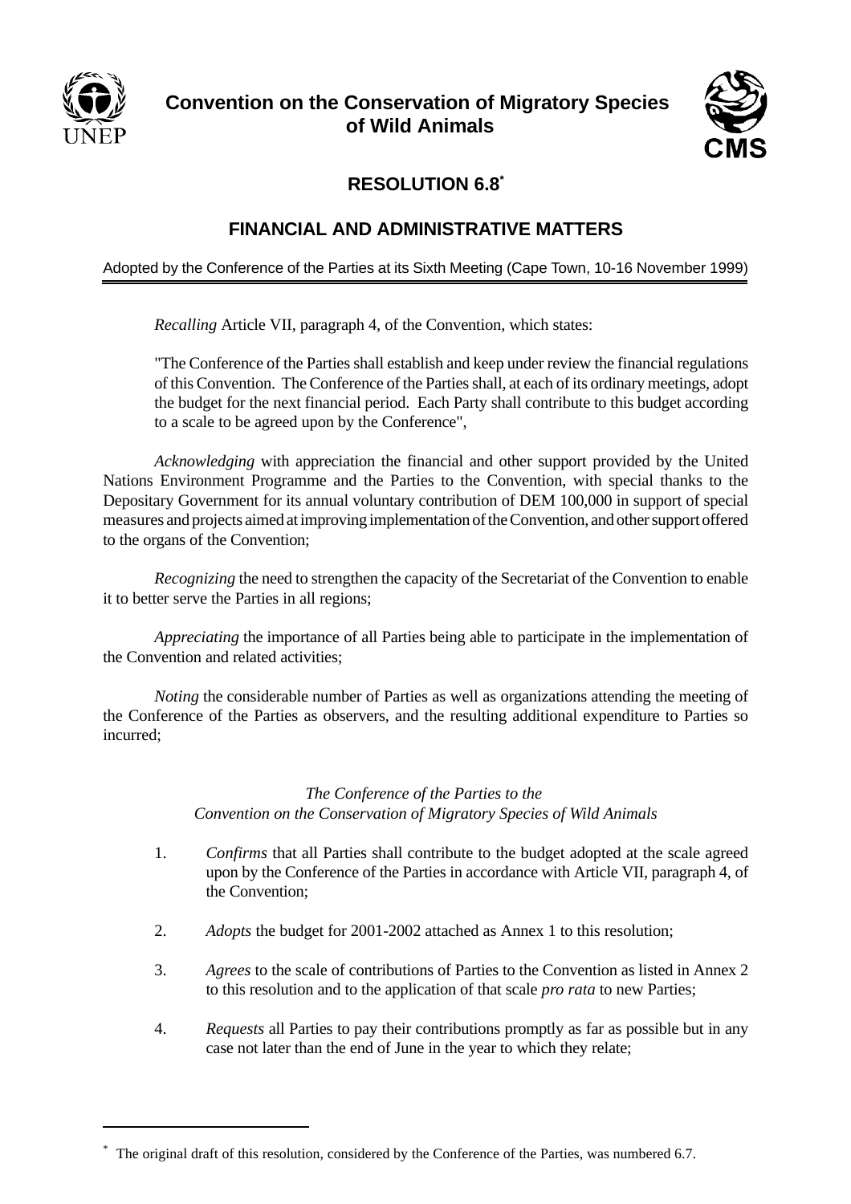**Convention on the Conservation of Migratory Species of Wild Animals**

# RESOLUTION 6.8*

## FINANCIAL AND ADMINISTRATIVE MATTERS

Adopted by the Conference of the Parties at its Sixth Meeting (Cape Town, 10-16 November 1999)

*Recalling* Article VII, paragraph 4, of the Convention, which states:

"The Conference of the Parties shall establish and keep under review the financial regulations of this Convention. The Conference of the Parties shall, at each of its ordinary meetings, adopt the budget for the next financial period. Each Party shall contribute to this budget according to a scale to be agreed upon by the Conference",

*Acknowledging* with appreciation the financial and other support provided by the United Nations Environment Programme and the Parties to the Convention, with special thanks to the Depositary Government for its annual voluntary contribution of DEM 100,000 in support of special measures and projects aimed at improving implementation of the Convention, and other support offered to the organs of the Convention;

*Recognizing* the need to strengthen the capacity of the Secretariat of the Convention to enable it to better serve the Parties in all regions;

*Appreciating* the importance of all Parties being able to participate in the implementation of the Convention and related activities;

*Noting* the considerable number of Parties as well as organizations attending the meeting of the Conference of the Parties as observers, and the resulting additional expenditure to Parties so incurred;

*The Conference of the Parties to the Convention on the Conservation of Migratory Species of Wild Animals*

1. *Confirms* that all Parties shall contribute to the budget adopted at the scale agreed upon by the Conference of the Parties in accordance with Article VII, paragraph 4, of the Convention;

2. *Adopts* the budget for 2001-2002 attached as Annex 1 to this resolution;

3. *Agrees* to the scale of contributions of Parties to the Convention as listed in Annex 2 to this resolution and to the application of that scale *pro rata* to new Parties;

4. *Requests* all Parties to pay their contributions promptly as far as possible but in any case not later than the end of June in the year to which they relate;

---

* The original draft of this resolution, considered by the Conference of the Parties, was numbered 6.7.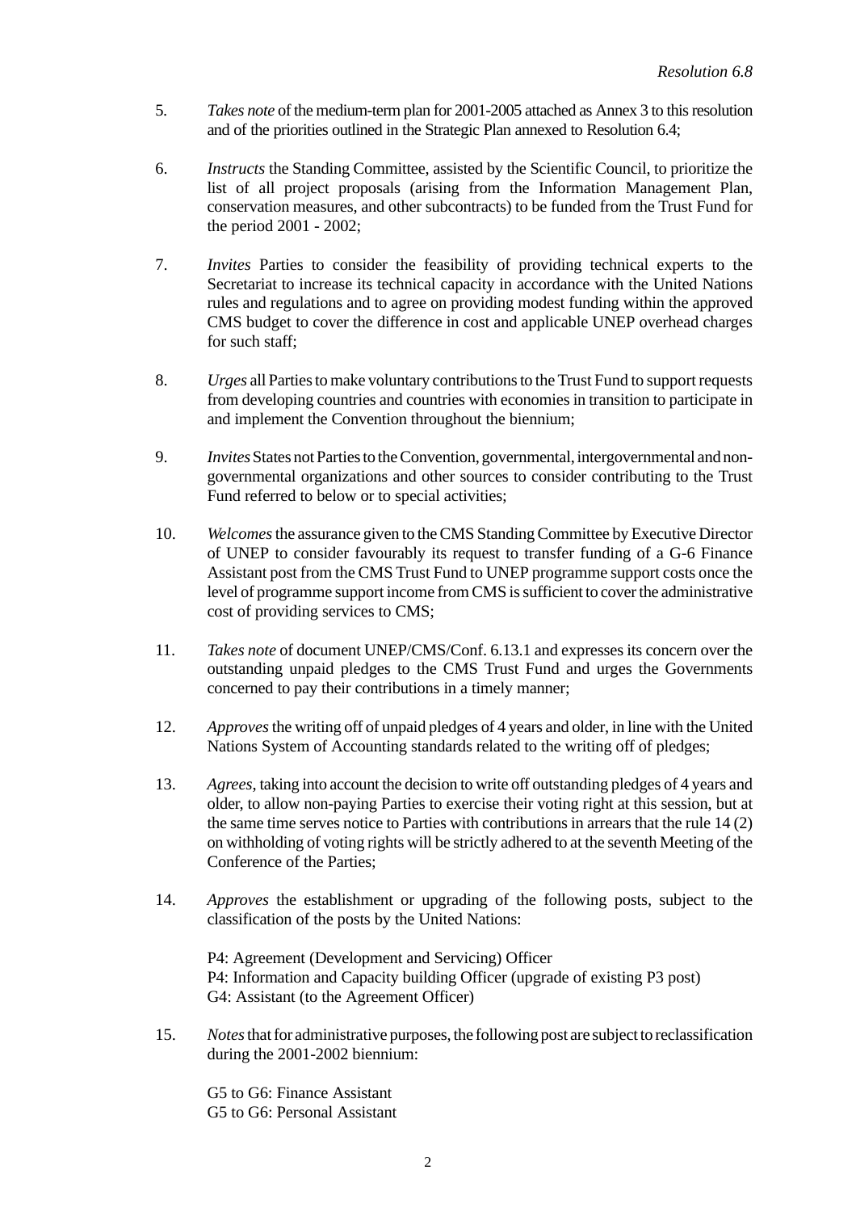5. *Takes note* of the medium-term plan for 2001-2005 attached as Annex 3 to this resolution and of the priorities outlined in the Strategic Plan annexed to Resolution 6.4;

6. *Instructs* the Standing Committee, assisted by the Scientific Council, to prioritize the list of all project proposals (arising from the Information Management Plan, conservation measures, and other subcontracts) to be funded from the Trust Fund for the period 2001 - 2002;

7. *Invites* Parties to consider the feasibility of providing technical experts to the Secretariat to increase its technical capacity in accordance with the United Nations rules and regulations and to agree on providing modest funding within the approved CMS budget to cover the difference in cost and applicable UNEP overhead charges for such staff;

8. *Urges* all Parties to make voluntary contributions to the Trust Fund to support requests from developing countries and countries with economies in transition to participate in and implement the Convention throughout the biennium;

9. *Invites* States not Parties to the Convention, governmental, intergovernmental and non-governmental organizations and other sources to consider contributing to the Trust Fund referred to below or to special activities;

10. *Welcomes* the assurance given to the CMS Standing Committee by Executive Director of UNEP to consider favourably its request to transfer funding of a G-6 Finance Assistant post from the CMS Trust Fund to UNEP programme support costs once the level of programme support income from CMS is sufficient to cover the administrative cost of providing services to CMS;

11. *Takes note* of document UNEP/CMS/Conf. 6.13.1 and expresses its concern over the outstanding unpaid pledges to the CMS Trust Fund and urges the Governments concerned to pay their contributions in a timely manner;

12. *Approves* the writing off of unpaid pledges of 4 years and older, in line with the United Nations System of Accounting standards related to the writing off of pledges;

13. *Agrees*, taking into account the decision to write off outstanding pledges of 4 years and older, to allow non-paying Parties to exercise their voting right at this session, but at the same time serves notice to Parties with contributions in arrears that the rule 14 (2) on withholding of voting rights will be strictly adhered to at the seventh Meeting of the Conference of the Parties;

14. *Approves* the establishment or upgrading of the following posts, subject to the classification of the posts by the United Nations:

    P4: Agreement (Development and Servicing) Officer
    P4: Information and Capacity building Officer (upgrade of existing P3 post)
    G4: Assistant (to the Agreement Officer)

15. *Notes* that for administrative purposes, the following post are subject to reclassification during the 2001-2002 biennium:

    G5 to G6: Finance Assistant
    G5 to G6: Personal Assistant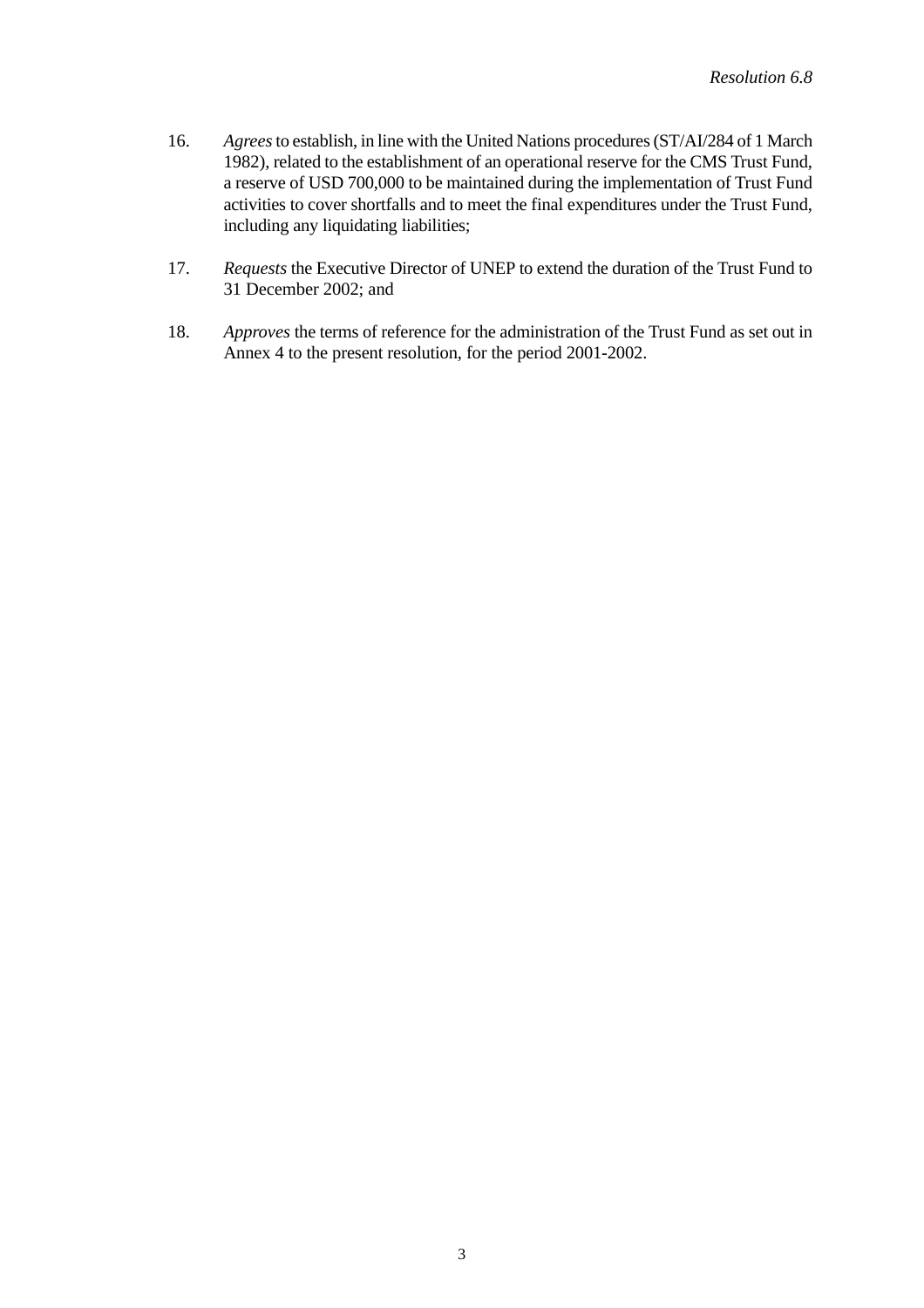16. *Agrees* to establish, in line with the United Nations procedures (ST/AI/284 of 1 March 1982), related to the establishment of an operational reserve for the CMS Trust Fund, a reserve of USD 700,000 to be maintained during the implementation of Trust Fund activities to cover shortfalls and to meet the final expenditures under the Trust Fund, including any liquidating liabilities;

17. *Requests* the Executive Director of UNEP to extend the duration of the Trust Fund to 31 December 2002; and

18. *Approves* the terms of reference for the administration of the Trust Fund as set out in Annex 4 to the present resolution, for the period 2001-2002.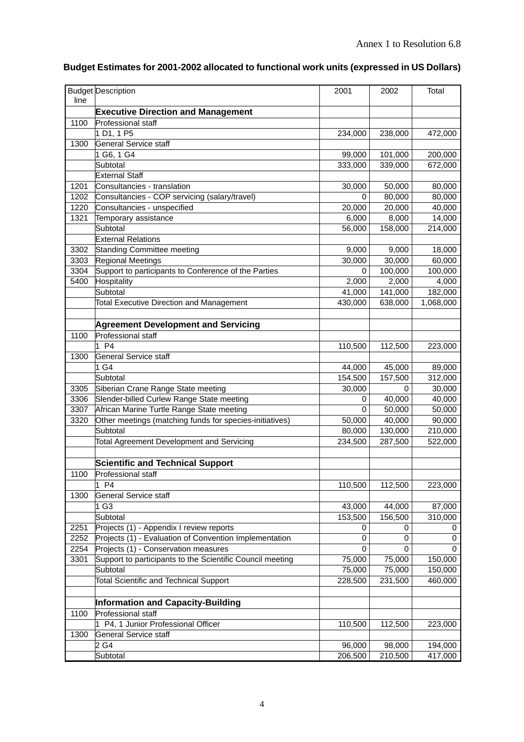Annex 1 to Resolution 6.8

## Budget Estimates for 2001-2002 allocated to functional work units (expressed in US Dollars)

| Budget line | Description | 2001 | 2002 | Total |
|---|---|---|---|---|
| | **Executive Direction and Management** | | | |
| 1100 | Professional staff | | | |
| | 1 D1, 1 P5 | 234,000 | 238,000 | 472,000 |
| 1300 | General Service staff | | | |
| | 1 G6, 1 G4 | 99,000 | 101,000 | 200,000 |
| | Subtotal | 333,000 | 339,000 | 672,000 |
| | External Staff | | | |
| 1201 | Consultancies - translation | 30,000 | 50,000 | 80,000 |
| 1202 | Consultancies - COP servicing (salary/travel) | 0 | 80,000 | 80,000 |
| 1220 | Consultancies - unspecified | 20,000 | 20,000 | 40,000 |
| 1321 | Temporary assistance | 6,000 | 8,000 | 14,000 |
| | Subtotal | 56,000 | 158,000 | 214,000 |
| | External Relations | | | |
| 3302 | Standing Committee meeting | 9,000 | 9,000 | 18,000 |
| 3303 | Regional Meetings | 30,000 | 30,000 | 60,000 |
| 3304 | Support to participants to Conference of the Parties | 0 | 100,000 | 100,000 |
| 5400 | Hospitality | 2,000 | 2,000 | 4,000 |
| | Subtotal | 41,000 | 141,000 | 182,000 |
| | Total Executive Direction and Management | 430,000 | 638,000 | 1,068,000 |
| | | | | |
| | **Agreement Development and Servicing** | | | |
| 1100 | Professional staff | | | |
| | 1 P4 | 110,500 | 112,500 | 223,000 |
| 1300 | General Service staff | | | |
| | 1 G4 | 44,000 | 45,000 | 89,000 |
| | Subtotal | 154,500 | 157,500 | 312,000 |
| 3305 | Siberian Crane Range State meeting | 30,000 | 0 | 30,000 |
| 3306 | Slender-billed Curlew Range State meeting | 0 | 40,000 | 40,000 |
| 3307 | African Marine Turtle Range State meeting | 0 | 50,000 | 50,000 |
| 3320 | Other meetings (matching funds for species-initiatives) | 50,000 | 40,000 | 90,000 |
| | Subtotal | 80,000 | 130,000 | 210,000 |
| | Total Agreement Development and Servicing | 234,500 | 287,500 | 522,000 |
| | | | | |
| | **Scientific and Technical Support** | | | |
| 1100 | Professional staff | | | |
| | 1 P4 | 110,500 | 112,500 | 223,000 |
| 1300 | General Service staff | | | |
| | 1 G3 | 43,000 | 44,000 | 87,000 |
| | Subtotal | 153,500 | 156,500 | 310,000 |
| 2251 | Projects (1) - Appendix I review reports | 0 | 0 | 0 |
| 2252 | Projects (1) - Evaluation of Convention Implementation | 0 | 0 | 0 |
| 2254 | Projects (1) - Conservation measures | 0 | 0 | 0 |
| 3301 | Support to participants to the Scientific Council meeting | 75,000 | 75,000 | 150,000 |
| | Subtotal | 75,000 | 75,000 | 150,000 |
| | Total Scientific and Technical Support | 228,500 | 231,500 | 460,000 |
| | | | | |
| | **Information and Capacity-Building** | | | |
| 1100 | Professional staff | | | |
| | 1 P4, 1 Junior Professional Officer | 110,500 | 112,500 | 223,000 |
| 1300 | General Service staff | | | |
| | 2 G4 | 96,000 | 98,000 | 194,000 |
| | Subtotal | 206,500 | 210,500 | 417,000 |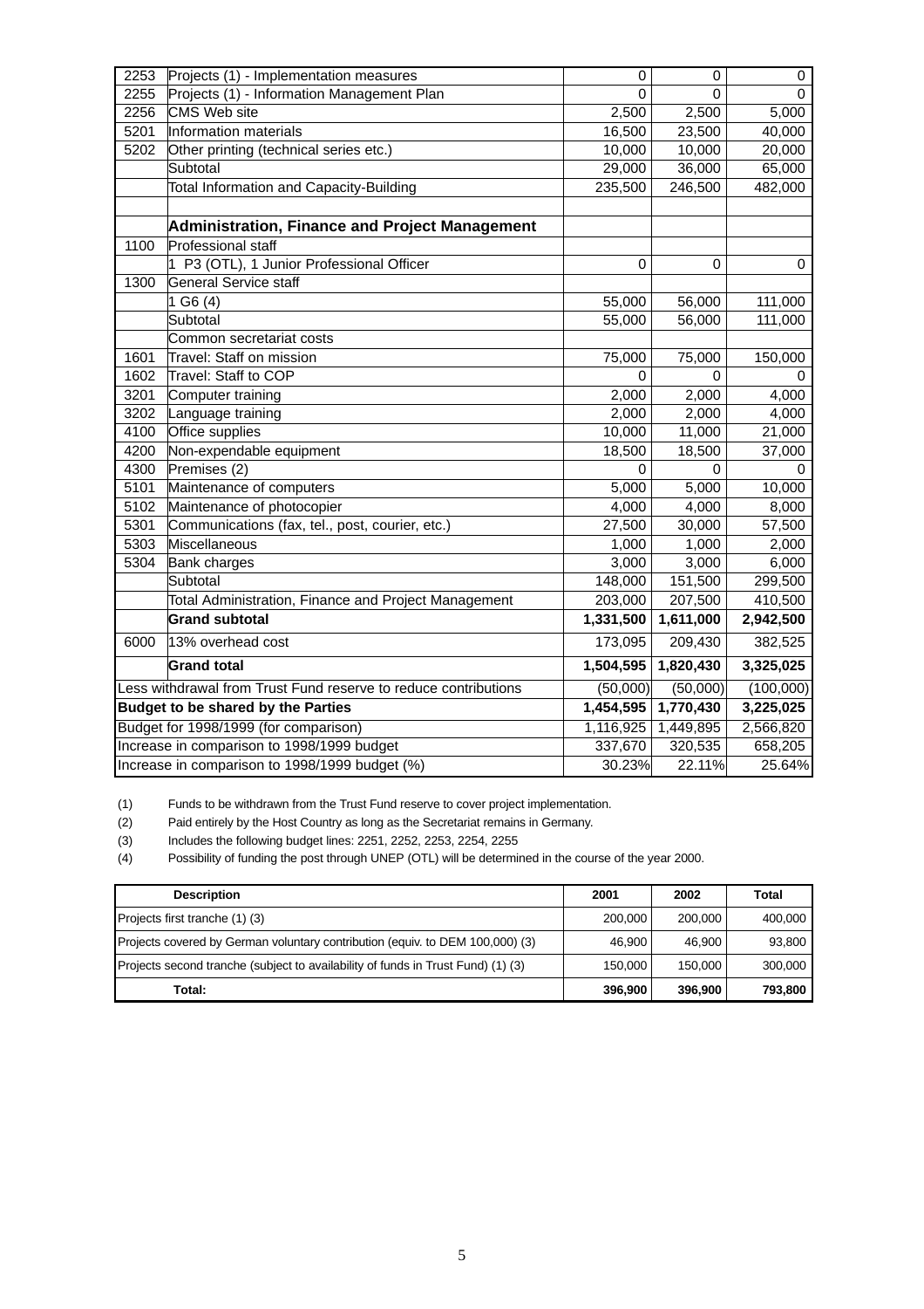| | | | | |
|---|---|---|---|---|
| 2253 | Projects (1) - Implementation measures | 0 | 0 | 0 |
| 2255 | Projects (1) - Information Management Plan | 0 | 0 | 0 |
| 2256 | CMS Web site | 2,500 | 2,500 | 5,000 |
| 5201 | Information materials | 16,500 | 23,500 | 40,000 |
| 5202 | Other printing (technical series etc.) | 10,000 | 10,000 | 20,000 |
| | Subtotal | 29,000 | 36,000 | 65,000 |
| | Total Information and Capacity-Building | 235,500 | 246,500 | 482,000 |
| | | | | |
| | **Administration, Finance and Project Management** | | | |
| 1100 | Professional staff | | | |
| | 1 P3 (OTL), 1 Junior Professional Officer | 0 | 0 | 0 |
| 1300 | General Service staff | | | |
| | 1 G6 (4) | 55,000 | 56,000 | 111,000 |
| | Subtotal | 55,000 | 56,000 | 111,000 |
| | Common secretariat costs | | | |
| 1601 | Travel: Staff on mission | 75,000 | 75,000 | 150,000 |
| 1602 | Travel: Staff to COP | 0 | 0 | 0 |
| 3201 | Computer training | 2,000 | 2,000 | 4,000 |
| 3202 | Language training | 2,000 | 2,000 | 4,000 |
| 4100 | Office supplies | 10,000 | 11,000 | 21,000 |
| 4200 | Non-expendable equipment | 18,500 | 18,500 | 37,000 |
| 4300 | Premises (2) | 0 | 0 | 0 |
| 5101 | Maintenance of computers | 5,000 | 5,000 | 10,000 |
| 5102 | Maintenance of photocopier | 4,000 | 4,000 | 8,000 |
| 5301 | Communications (fax, tel., post, courier, etc.) | 27,500 | 30,000 | 57,500 |
| 5303 | Miscellaneous | 1,000 | 1,000 | 2,000 |
| 5304 | Bank charges | 3,000 | 3,000 | 6,000 |
| | Subtotal | 148,000 | 151,500 | 299,500 |
| | Total Administration, Finance and Project Management | 203,000 | 207,500 | 410,500 |
| | **Grand subtotal** | **1,331,500** | **1,611,000** | **2,942,500** |
| 6000 | 13% overhead cost | 173,095 | 209,430 | 382,525 |
| | **Grand total** | **1,504,595** | **1,820,430** | **3,325,025** |
| Less withdrawal from Trust Fund reserve to reduce contributions | | (50,000) | (50,000) | (100,000) |
| **Budget to be shared by the Parties** | | **1,454,595** | **1,770,430** | **3,225,025** |
| Budget for 1998/1999 (for comparison) | | 1,116,925 | 1,449,895 | 2,566,820 |
| Increase in comparison to 1998/1999 budget | | 337,670 | 320,535 | 658,205 |
| Increase in comparison to 1998/1999 budget (%) | | 30.23% | 22.11% | 25.64% |

(1) Funds to be withdrawn from the Trust Fund reserve to cover project implementation.

(2) Paid entirely by the Host Country as long as the Secretariat remains in Germany.

(3) Includes the following budget lines: 2251, 2252, 2253, 2254, 2255

(4) Possibility of funding the post through UNEP (OTL) will be determined in the course of the year 2000.

| Description | 2001 | 2002 | Total |
|---|---|---|---|
| Projects first tranche (1) (3) | 200,000 | 200,000 | 400,000 |
| Projects covered by German voluntary contribution (equiv. to DEM 100,000) (3) | 46,900 | 46,900 | 93,800 |
| Projects second tranche (subject to availability of funds in Trust Fund) (1) (3) | 150,000 | 150,000 | 300,000 |
| **Total:** | **396,900** | **396,900** | **793,800** |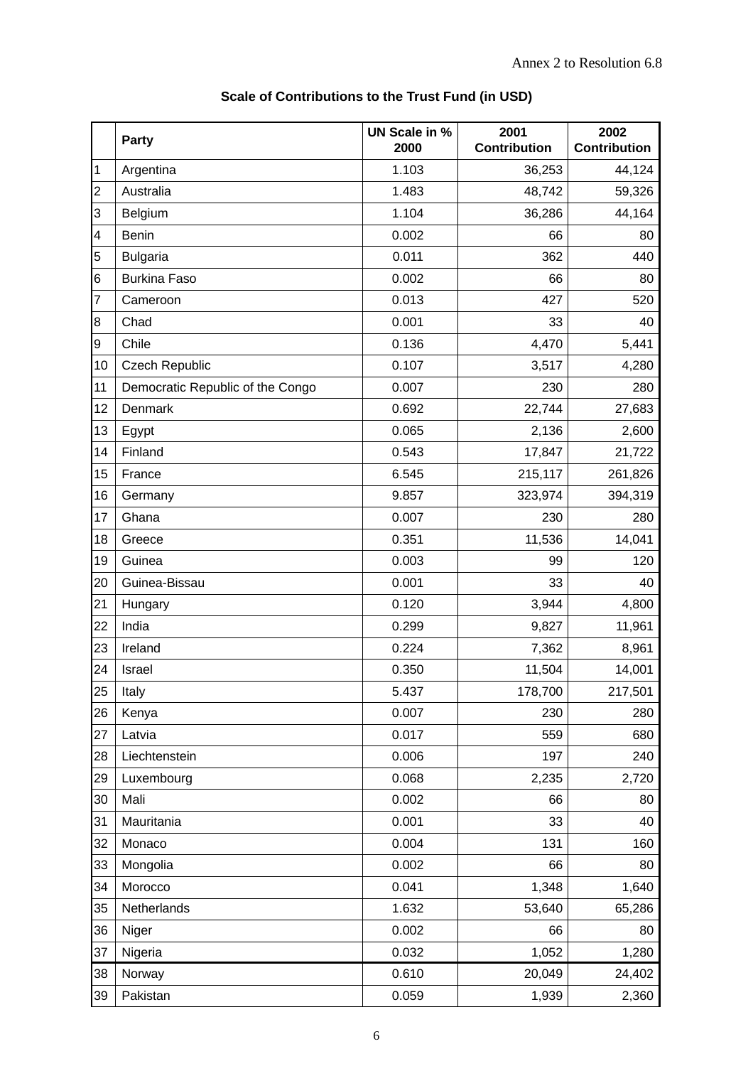Annex 2 to Resolution 6.8

## Scale of Contributions to the Trust Fund (in USD)

| | Party | UN Scale in % 2000 | 2001 Contribution | 2002 Contribution |
|---|---|---|---|---|
| 1 | Argentina | 1.103 | 36,253 | 44,124 |
| 2 | Australia | 1.483 | 48,742 | 59,326 |
| 3 | Belgium | 1.104 | 36,286 | 44,164 |
| 4 | Benin | 0.002 | 66 | 80 |
| 5 | Bulgaria | 0.011 | 362 | 440 |
| 6 | Burkina Faso | 0.002 | 66 | 80 |
| 7 | Cameroon | 0.013 | 427 | 520 |
| 8 | Chad | 0.001 | 33 | 40 |
| 9 | Chile | 0.136 | 4,470 | 5,441 |
| 10 | Czech Republic | 0.107 | 3,517 | 4,280 |
| 11 | Democratic Republic of the Congo | 0.007 | 230 | 280 |
| 12 | Denmark | 0.692 | 22,744 | 27,683 |
| 13 | Egypt | 0.065 | 2,136 | 2,600 |
| 14 | Finland | 0.543 | 17,847 | 21,722 |
| 15 | France | 6.545 | 215,117 | 261,826 |
| 16 | Germany | 9.857 | 323,974 | 394,319 |
| 17 | Ghana | 0.007 | 230 | 280 |
| 18 | Greece | 0.351 | 11,536 | 14,041 |
| 19 | Guinea | 0.003 | 99 | 120 |
| 20 | Guinea-Bissau | 0.001 | 33 | 40 |
| 21 | Hungary | 0.120 | 3,944 | 4,800 |
| 22 | India | 0.299 | 9,827 | 11,961 |
| 23 | Ireland | 0.224 | 7,362 | 8,961 |
| 24 | Israel | 0.350 | 11,504 | 14,001 |
| 25 | Italy | 5.437 | 178,700 | 217,501 |
| 26 | Kenya | 0.007 | 230 | 280 |
| 27 | Latvia | 0.017 | 559 | 680 |
| 28 | Liechtenstein | 0.006 | 197 | 240 |
| 29 | Luxembourg | 0.068 | 2,235 | 2,720 |
| 30 | Mali | 0.002 | 66 | 80 |
| 31 | Mauritania | 0.001 | 33 | 40 |
| 32 | Monaco | 0.004 | 131 | 160 |
| 33 | Mongolia | 0.002 | 66 | 80 |
| 34 | Morocco | 0.041 | 1,348 | 1,640 |
| 35 | Netherlands | 1.632 | 53,640 | 65,286 |
| 36 | Niger | 0.002 | 66 | 80 |
| 37 | Nigeria | 0.032 | 1,052 | 1,280 |
| 38 | Norway | 0.610 | 20,049 | 24,402 |
| 39 | Pakistan | 0.059 | 1,939 | 2,360 |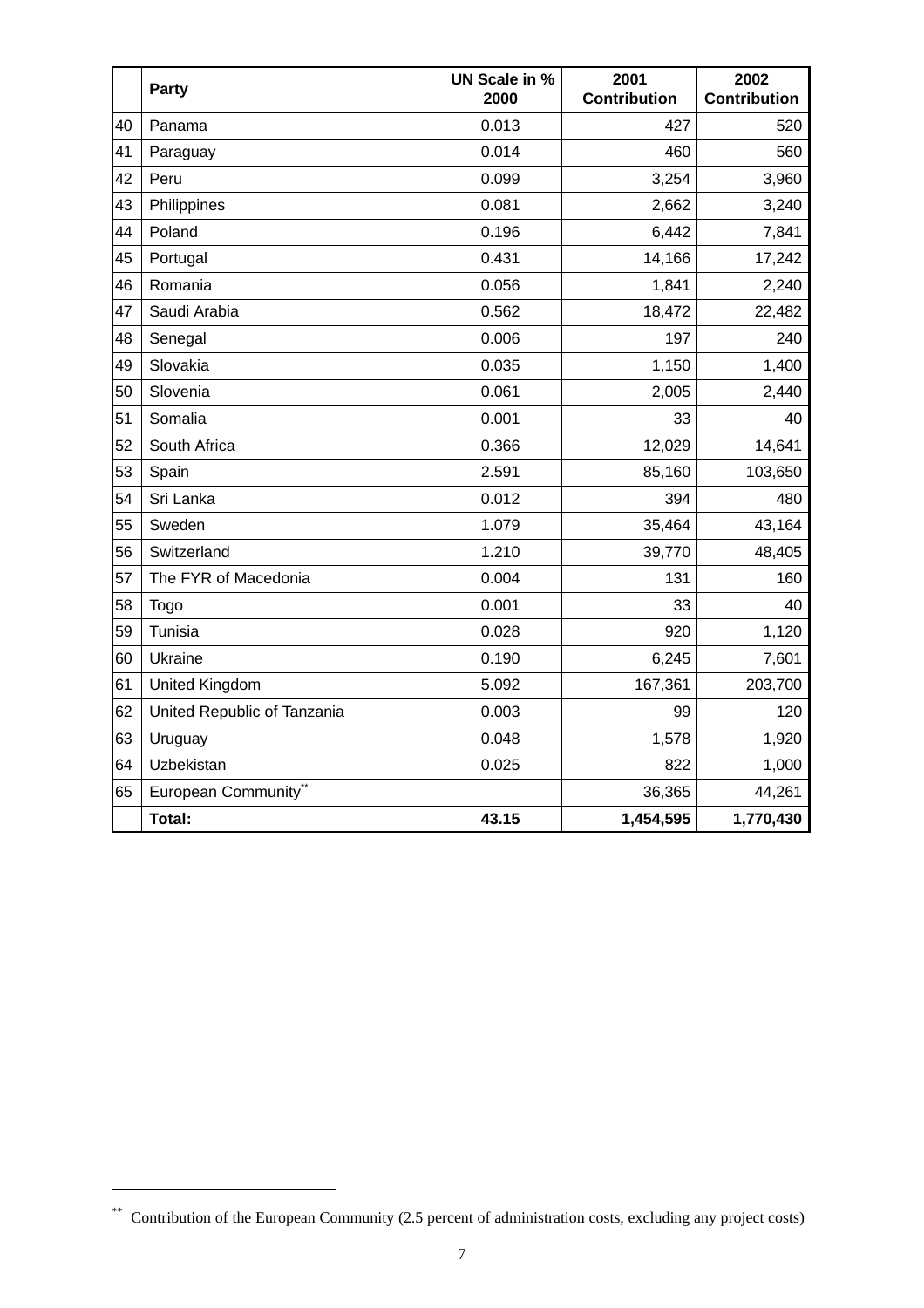|  | Party | UN Scale in % 2000 | 2001 Contribution | 2002 Contribution |
|---|---|---|---|---|
| 40 | Panama | 0.013 | 427 | 520 |
| 41 | Paraguay | 0.014 | 460 | 560 |
| 42 | Peru | 0.099 | 3,254 | 3,960 |
| 43 | Philippines | 0.081 | 2,662 | 3,240 |
| 44 | Poland | 0.196 | 6,442 | 7,841 |
| 45 | Portugal | 0.431 | 14,166 | 17,242 |
| 46 | Romania | 0.056 | 1,841 | 2,240 |
| 47 | Saudi Arabia | 0.562 | 18,472 | 22,482 |
| 48 | Senegal | 0.006 | 197 | 240 |
| 49 | Slovakia | 0.035 | 1,150 | 1,400 |
| 50 | Slovenia | 0.061 | 2,005 | 2,440 |
| 51 | Somalia | 0.001 | 33 | 40 |
| 52 | South Africa | 0.366 | 12,029 | 14,641 |
| 53 | Spain | 2.591 | 85,160 | 103,650 |
| 54 | Sri Lanka | 0.012 | 394 | 480 |
| 55 | Sweden | 1.079 | 35,464 | 43,164 |
| 56 | Switzerland | 1.210 | 39,770 | 48,405 |
| 57 | The FYR of Macedonia | 0.004 | 131 | 160 |
| 58 | Togo | 0.001 | 33 | 40 |
| 59 | Tunisia | 0.028 | 920 | 1,120 |
| 60 | Ukraine | 0.190 | 6,245 | 7,601 |
| 61 | United Kingdom | 5.092 | 167,361 | 203,700 |
| 62 | United Republic of Tanzania | 0.003 | 99 | 120 |
| 63 | Uruguay | 0.048 | 1,578 | 1,920 |
| 64 | Uzbekistan | 0.025 | 822 | 1,000 |
| 65 | European Community[**] |  | 36,365 | 44,261 |
|  | **Total:** | **43.15** | **1,454,595** | **1,770,430** |

[**] Contribution of the European Community (2.5 percent of administration costs, excluding any project costs)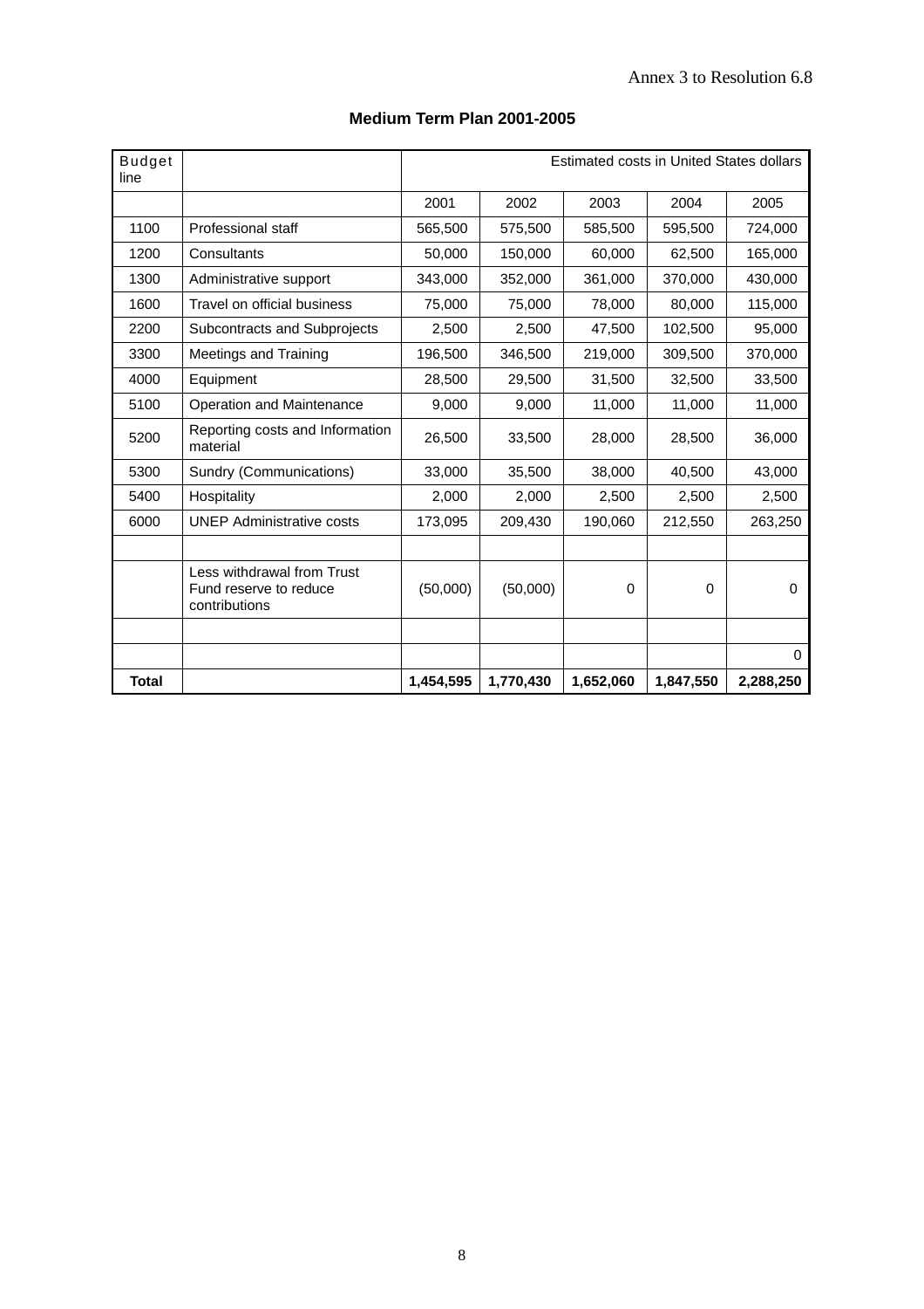Annex 3 to Resolution 6.8

## Medium Term Plan 2001-2005

| Budget line | | Estimated costs in United States dollars | | | | |
|---|---|---|---|---|---|---|
| | | 2001 | 2002 | 2003 | 2004 | 2005 |
| 1100 | Professional staff | 565,500 | 575,500 | 585,500 | 595,500 | 724,000 |
| 1200 | Consultants | 50,000 | 150,000 | 60,000 | 62,500 | 165,000 |
| 1300 | Administrative support | 343,000 | 352,000 | 361,000 | 370,000 | 430,000 |
| 1600 | Travel on official business | 75,000 | 75,000 | 78,000 | 80,000 | 115,000 |
| 2200 | Subcontracts and Subprojects | 2,500 | 2,500 | 47,500 | 102,500 | 95,000 |
| 3300 | Meetings and Training | 196,500 | 346,500 | 219,000 | 309,500 | 370,000 |
| 4000 | Equipment | 28,500 | 29,500 | 31,500 | 32,500 | 33,500 |
| 5100 | Operation and Maintenance | 9,000 | 9,000 | 11,000 | 11,000 | 11,000 |
| 5200 | Reporting costs and Information material | 26,500 | 33,500 | 28,000 | 28,500 | 36,000 |
| 5300 | Sundry (Communications) | 33,000 | 35,500 | 38,000 | 40,500 | 43,000 |
| 5400 | Hospitality | 2,000 | 2,000 | 2,500 | 2,500 | 2,500 |
| 6000 | UNEP Administrative costs | 173,095 | 209,430 | 190,060 | 212,550 | 263,250 |
| | | | | | | |
| | Less withdrawal from Trust Fund reserve to reduce contributions | (50,000) | (50,000) | 0 | 0 | 0 |
| | | | | | | |
| | | | | | | 0 |
| **Total** | | **1,454,595** | **1,770,430** | **1,652,060** | **1,847,550** | **2,288,250** |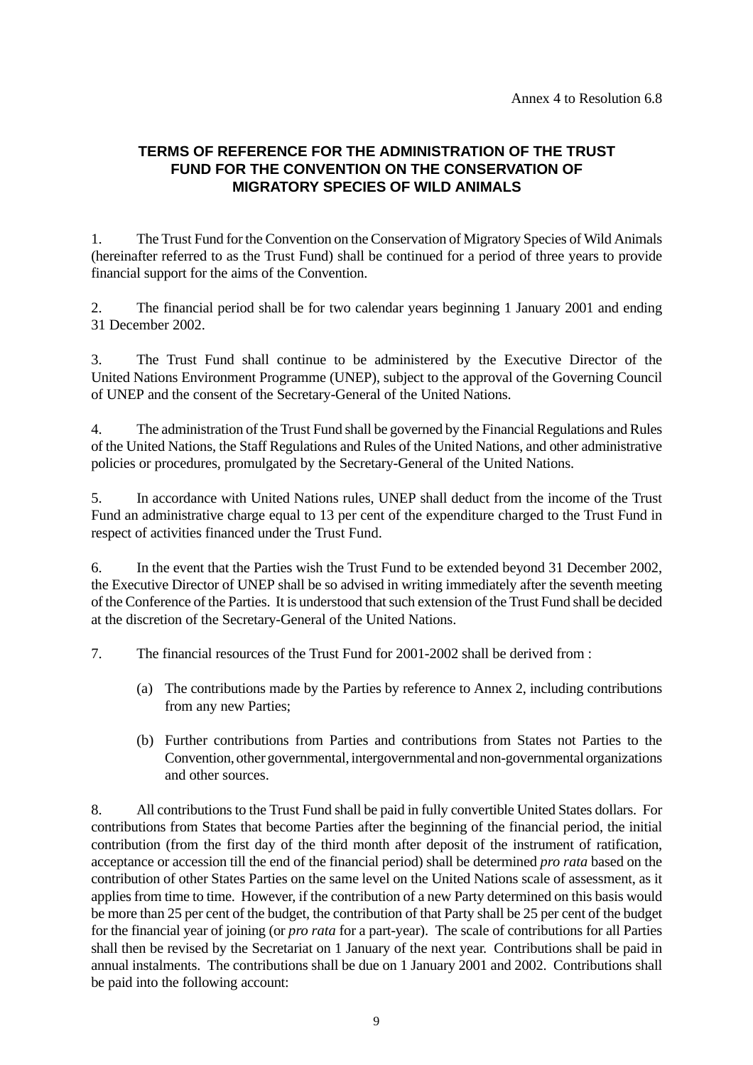Annex 4 to Resolution 6.8

## TERMS OF REFERENCE FOR THE ADMINISTRATION OF THE TRUST FUND FOR THE CONVENTION ON THE CONSERVATION OF MIGRATORY SPECIES OF WILD ANIMALS

1. The Trust Fund for the Convention on the Conservation of Migratory Species of Wild Animals (hereinafter referred to as the Trust Fund) shall be continued for a period of three years to provide financial support for the aims of the Convention.

2. The financial period shall be for two calendar years beginning 1 January 2001 and ending 31 December 2002.

3. The Trust Fund shall continue to be administered by the Executive Director of the United Nations Environment Programme (UNEP), subject to the approval of the Governing Council of UNEP and the consent of the Secretary-General of the United Nations.

4. The administration of the Trust Fund shall be governed by the Financial Regulations and Rules of the United Nations, the Staff Regulations and Rules of the United Nations, and other administrative policies or procedures, promulgated by the Secretary-General of the United Nations.

5. In accordance with United Nations rules, UNEP shall deduct from the income of the Trust Fund an administrative charge equal to 13 per cent of the expenditure charged to the Trust Fund in respect of activities financed under the Trust Fund.

6. In the event that the Parties wish the Trust Fund to be extended beyond 31 December 2002, the Executive Director of UNEP shall be so advised in writing immediately after the seventh meeting of the Conference of the Parties. It is understood that such extension of the Trust Fund shall be decided at the discretion of the Secretary-General of the United Nations.

7. The financial resources of the Trust Fund for 2001-2002 shall be derived from :

   (a) The contributions made by the Parties by reference to Annex 2, including contributions from any new Parties;

   (b) Further contributions from Parties and contributions from States not Parties to the Convention, other governmental, intergovernmental and non-governmental organizations and other sources.

8. All contributions to the Trust Fund shall be paid in fully convertible United States dollars. For contributions from States that become Parties after the beginning of the financial period, the initial contribution (from the first day of the third month after deposit of the instrument of ratification, acceptance or accession till the end of the financial period) shall be determined *pro rata* based on the contribution of other States Parties on the same level on the United Nations scale of assessment, as it applies from time to time. However, if the contribution of a new Party determined on this basis would be more than 25 per cent of the budget, the contribution of that Party shall be 25 per cent of the budget for the financial year of joining (or *pro rata* for a part-year). The scale of contributions for all Parties shall then be revised by the Secretariat on 1 January of the next year. Contributions shall be paid in annual instalments. The contributions shall be due on 1 January 2001 and 2002. Contributions shall be paid into the following account: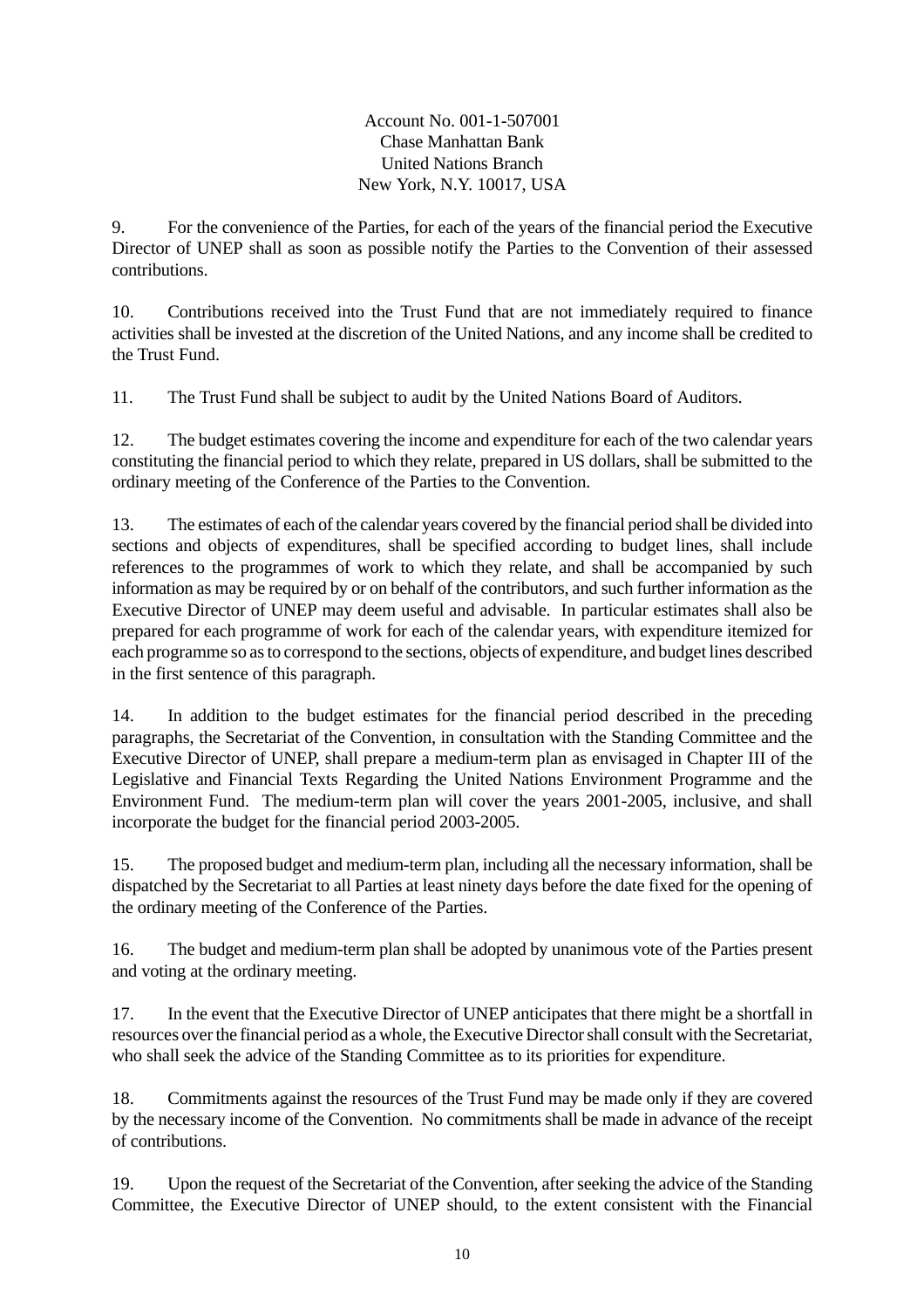Account No. 001-1-507001
Chase Manhattan Bank
United Nations Branch
New York, N.Y. 10017, USA

9. For the convenience of the Parties, for each of the years of the financial period the Executive Director of UNEP shall as soon as possible notify the Parties to the Convention of their assessed contributions.

10. Contributions received into the Trust Fund that are not immediately required to finance activities shall be invested at the discretion of the United Nations, and any income shall be credited to the Trust Fund.

11. The Trust Fund shall be subject to audit by the United Nations Board of Auditors.

12. The budget estimates covering the income and expenditure for each of the two calendar years constituting the financial period to which they relate, prepared in US dollars, shall be submitted to the ordinary meeting of the Conference of the Parties to the Convention.

13. The estimates of each of the calendar years covered by the financial period shall be divided into sections and objects of expenditures, shall be specified according to budget lines, shall include references to the programmes of work to which they relate, and shall be accompanied by such information as may be required by or on behalf of the contributors, and such further information as the Executive Director of UNEP may deem useful and advisable. In particular estimates shall also be prepared for each programme of work for each of the calendar years, with expenditure itemized for each programme so as to correspond to the sections, objects of expenditure, and budget lines described in the first sentence of this paragraph.

14. In addition to the budget estimates for the financial period described in the preceding paragraphs, the Secretariat of the Convention, in consultation with the Standing Committee and the Executive Director of UNEP, shall prepare a medium-term plan as envisaged in Chapter III of the Legislative and Financial Texts Regarding the United Nations Environment Programme and the Environment Fund. The medium-term plan will cover the years 2001-2005, inclusive, and shall incorporate the budget for the financial period 2003-2005.

15. The proposed budget and medium-term plan, including all the necessary information, shall be dispatched by the Secretariat to all Parties at least ninety days before the date fixed for the opening of the ordinary meeting of the Conference of the Parties.

16. The budget and medium-term plan shall be adopted by unanimous vote of the Parties present and voting at the ordinary meeting.

17. In the event that the Executive Director of UNEP anticipates that there might be a shortfall in resources over the financial period as a whole, the Executive Director shall consult with the Secretariat, who shall seek the advice of the Standing Committee as to its priorities for expenditure.

18. Commitments against the resources of the Trust Fund may be made only if they are covered by the necessary income of the Convention. No commitments shall be made in advance of the receipt of contributions.

19. Upon the request of the Secretariat of the Convention, after seeking the advice of the Standing Committee, the Executive Director of UNEP should, to the extent consistent with the Financial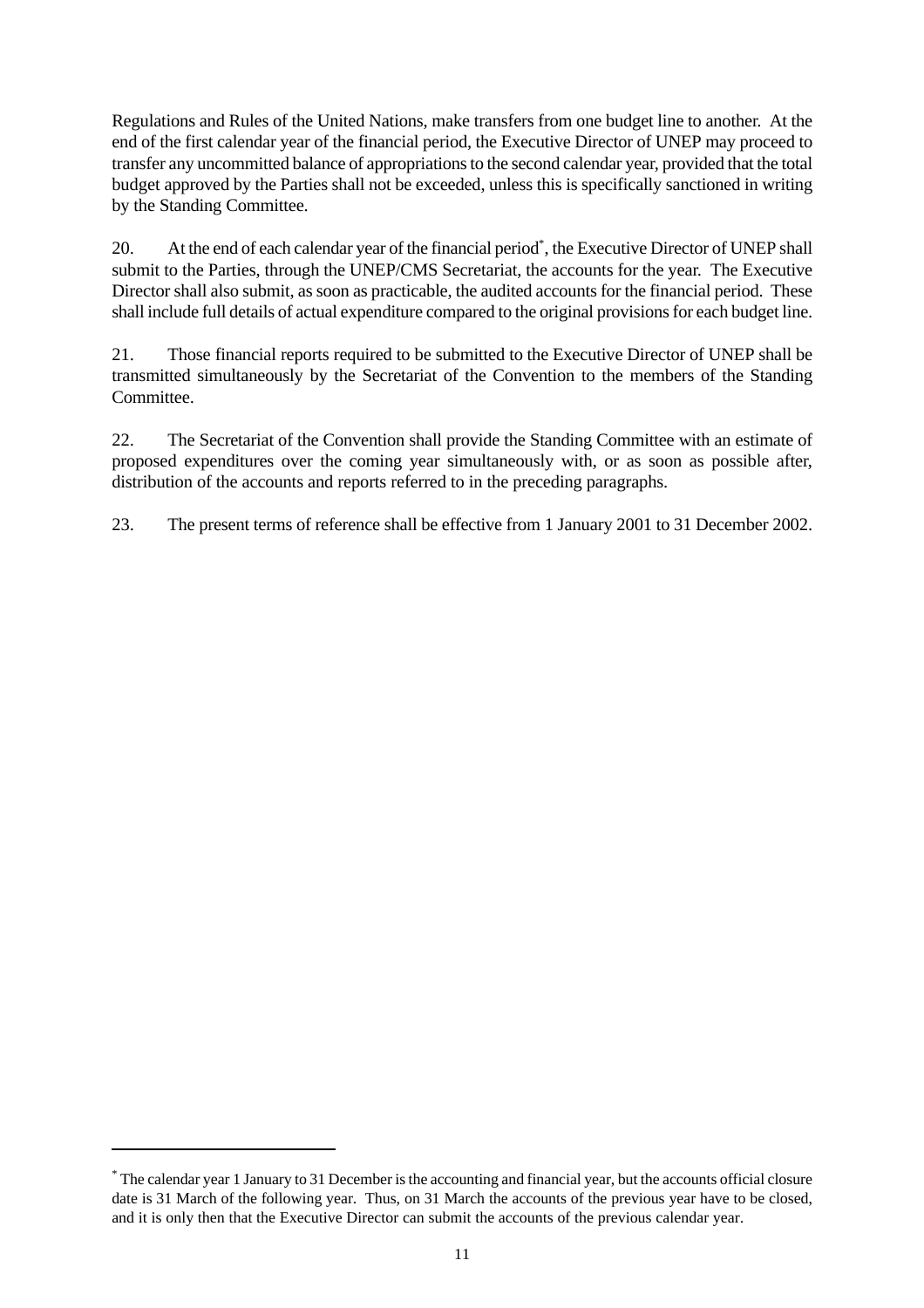Regulations and Rules of the United Nations, make transfers from one budget line to another. At the end of the first calendar year of the financial period, the Executive Director of UNEP may proceed to transfer any uncommitted balance of appropriations to the second calendar year, provided that the total budget approved by the Parties shall not be exceeded, unless this is specifically sanctioned in writing by the Standing Committee.

20. At the end of each calendar year of the financial period*, the Executive Director of UNEP shall submit to the Parties, through the UNEP/CMS Secretariat, the accounts for the year. The Executive Director shall also submit, as soon as practicable, the audited accounts for the financial period. These shall include full details of actual expenditure compared to the original provisions for each budget line.

21. Those financial reports required to be submitted to the Executive Director of UNEP shall be transmitted simultaneously by the Secretariat of the Convention to the members of the Standing Committee.

22. The Secretariat of the Convention shall provide the Standing Committee with an estimate of proposed expenditures over the coming year simultaneously with, or as soon as possible after, distribution of the accounts and reports referred to in the preceding paragraphs.

23. The present terms of reference shall be effective from 1 January 2001 to 31 December 2002.

---

* The calendar year 1 January to 31 December is the accounting and financial year, but the accounts official closure date is 31 March of the following year. Thus, on 31 March the accounts of the previous year have to be closed, and it is only then that the Executive Director can submit the accounts of the previous calendar year.